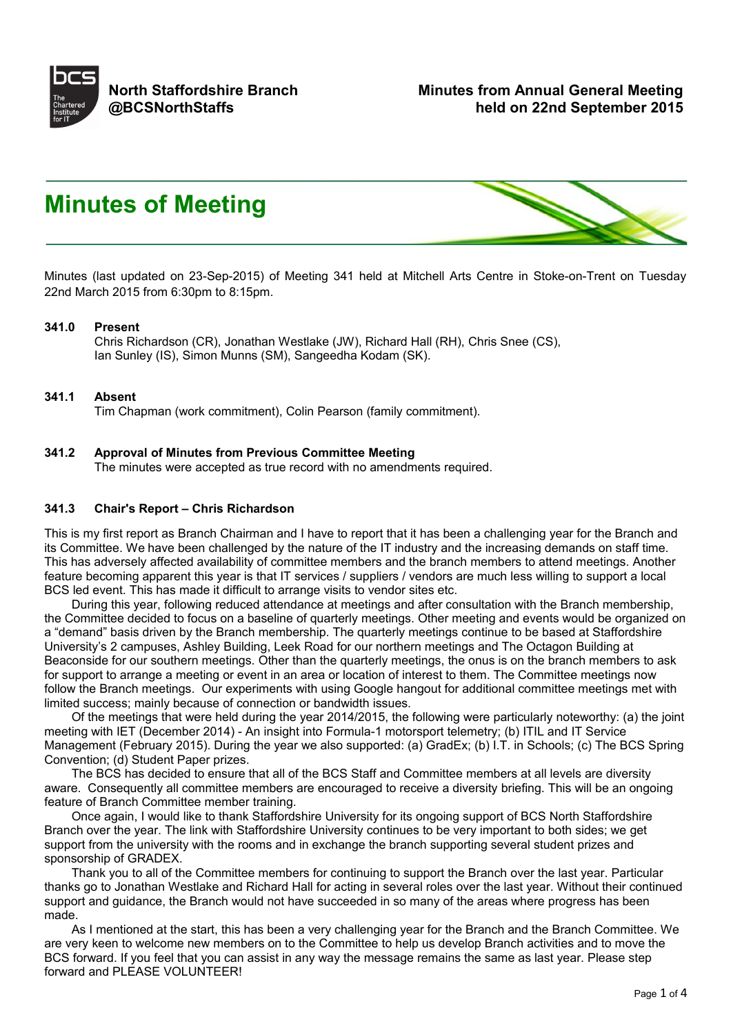**North Staffordshire Branch**
**@BCSNorthStaffs**

**Minutes from Annual General Meeting held on 22nd September 2015**

# Minutes of Meeting

Minutes (last updated on 23-Sep-2015) of Meeting 341 held at Mitchell Arts Centre in Stoke-on-Trent on Tuesday 22nd March 2015 from 6:30pm to 8:15pm.

### 341.0 Present

Chris Richardson (CR), Jonathan Westlake (JW), Richard Hall (RH), Chris Snee (CS), Ian Sunley (IS), Simon Munns (SM), Sangeedha Kodam (SK).

### 341.1 Absent

Tim Chapman (work commitment), Colin Pearson (family commitment).

### 341.2 Approval of Minutes from Previous Committee Meeting

The minutes were accepted as true record with no amendments required.

### 341.3 Chair's Report – Chris Richardson

This is my first report as Branch Chairman and I have to report that it has been a challenging year for the Branch and its Committee. We have been challenged by the nature of the IT industry and the increasing demands on staff time. This has adversely affected availability of committee members and the branch members to attend meetings. Another feature becoming apparent this year is that IT services / suppliers / vendors are much less willing to support a local BCS led event. This has made it difficult to arrange visits to vendor sites etc.

During this year, following reduced attendance at meetings and after consultation with the Branch membership, the Committee decided to focus on a baseline of quarterly meetings. Other meeting and events would be organized on a "demand" basis driven by the Branch membership. The quarterly meetings continue to be based at Staffordshire University's 2 campuses, Ashley Building, Leek Road for our northern meetings and The Octagon Building at Beaconside for our southern meetings. Other than the quarterly meetings, the onus is on the branch members to ask for support to arrange a meeting or event in an area or location of interest to them. The Committee meetings now follow the Branch meetings. Our experiments with using Google hangout for additional committee meetings met with limited success; mainly because of connection or bandwidth issues.

Of the meetings that were held during the year 2014/2015, the following were particularly noteworthy: (a) the joint meeting with IET (December 2014) - An insight into Formula-1 motorsport telemetry; (b) ITIL and IT Service Management (February 2015). During the year we also supported: (a) GradEx; (b) I.T. in Schools; (c) The BCS Spring Convention; (d) Student Paper prizes.

The BCS has decided to ensure that all of the BCS Staff and Committee members at all levels are diversity aware. Consequently all committee members are encouraged to receive a diversity briefing. This will be an ongoing feature of Branch Committee member training.

Once again, I would like to thank Staffordshire University for its ongoing support of BCS North Staffordshire Branch over the year. The link with Staffordshire University continues to be very important to both sides; we get support from the university with the rooms and in exchange the branch supporting several student prizes and sponsorship of GRADEX.

Thank you to all of the Committee members for continuing to support the Branch over the last year. Particular thanks go to Jonathan Westlake and Richard Hall for acting in several roles over the last year. Without their continued support and guidance, the Branch would not have succeeded in so many of the areas where progress has been made.

As I mentioned at the start, this has been a very challenging year for the Branch and the Branch Committee. We are very keen to welcome new members on to the Committee to help us develop Branch activities and to move the BCS forward. If you feel that you can assist in any way the message remains the same as last year. Please step forward and PLEASE VOLUNTEER!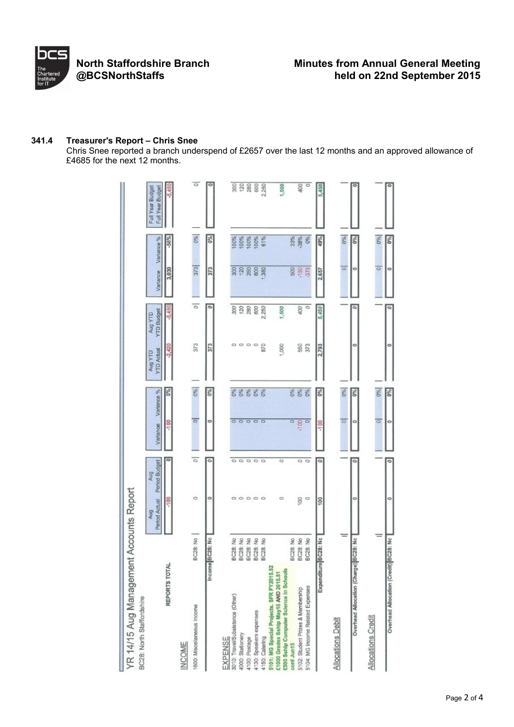## 341.4 Treasurer's Report – Chris Snee

Chris Snee reported a branch underspend of £2657 over the last 12 months and an approved allowance of £4685 for the next 12 months.

**YR 14/15 Aug Management Accounts Report**

BC28: North Staffordshire

| | | Aug Period Actual | Aug Period Budget | Variance | Variance % | Aug YTD YTD Actual | Aug YTD YTD Budget | Variance | Variance % | Full Year Budget Full Year Budget |
|---|---|---|---|---|---|---|---|---|---|---|
| REPORTS TOTAL | | -100 | 0 | -100 | 0% | -2,420 | -5,450 | 3,030 | -56% | -5,450 |
| **INCOME** | | | | | | | | | | |
| 1600: Miscellaneous Income | BC28: No | 0 | 0 | 0 | 0% | 373 | 0 | 373 | 0% | 0 |
| Income | BC28: No | 0 | 0 | 0 | 0% | 373 | 0 | 373 | 0% | 0 |
| **EXPENSE** | | | | | | | | | | |
| 3010: Travel/Subsistence (Other) | BC28: No | 0 | 0 | 0 | 0% | 0 | 300 | 300 | 100% | 300 |
| 4000: Stationery | BC28: No | 0 | 0 | 0 | 0% | 0 | 120 | 120 | 100% | 120 |
| 4100: Postage | BC28: No | 0 | 0 | 0 | 0% | 0 | 280 | 280 | 100% | 280 |
| 4130: Speakers expenses | BC28: No | 0 | 0 | 0 | 0% | 0 | 600 | 600 | 100% | 600 |
| 4150: Catering | BC28: No | 0 | 0 | 0 | 0% | 870 | 2,250 | 1,380 | 61% | 2,250 |
| 5101: MG Special Projects. SFR FY2015.52 £1000 Gradex Sship May15 AND 2015.51 £500 Sship Computer Science in Schools cont Jun15 | | 0 | 0 | | | 1,000 | 1,500 | | | 1,500 |
| | BC28: No | | | 0 | 0% | | | 500 | 33% | |
| 5102: Student Prizes & Membership | BC28: No | 100 | 0 | -100 | 0% | 550 | 400 | -150 | -38% | 400 |
| 5104: MG Income Related Expenses | BC28: No | 0 | 0 | 0 | 0% | 373 | 0 | -373 | 0% | 0 |
| Expenditure | BC28: No | 100 | 0 | -100 | 0% | 2,793 | 5,450 | 2,657 | 49% | 5,450 |
| **Allocations Debit** | | | | | | | | | | |
| | | | | 0 | 0% | | | 0 | 0% | |
| Overhead Allocation (Charge) | BC28: No | 0 | 0 | 0 | 0% | 0 | 0 | 0 | 0% | 0 |
| **Allocations Credit** | | | | | | | | | | |
| | | | | 0 | 0% | | | 0 | 0% | |
| Overhead Allocation (Credit) | BC28: No | 0 | 0 | 0 | 0% | 0 | 0 | 0 | 0% | 0 |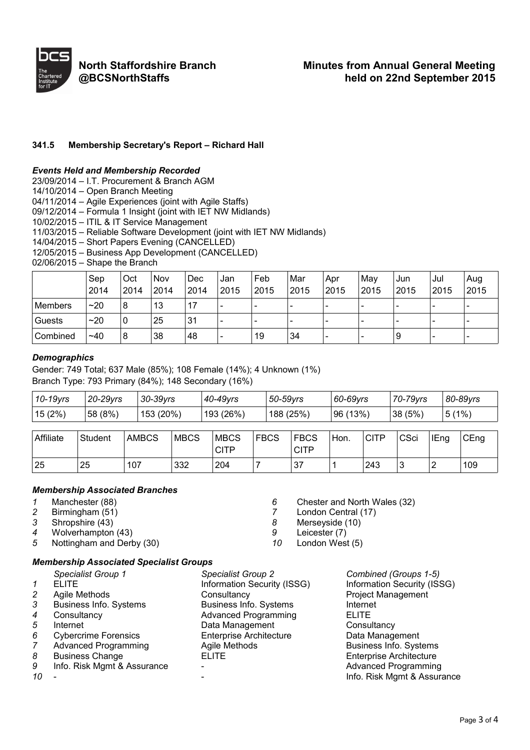## 341.5 Membership Secretary's Report – Richard Hall

### *Events Held and Membership Recorded*

23/09/2014 – I.T. Procurement & Branch AGM
14/10/2014 – Open Branch Meeting
04/11/2014 – Agile Experiences (joint with Agile Staffs)
09/12/2014 – Formula 1 Insight (joint with IET NW Midlands)
10/02/2015 – ITIL & IT Service Management
11/03/2015 – Reliable Software Development (joint with IET NW Midlands)
14/04/2015 – Short Papers Evening (CANCELLED)
12/05/2015 – Business App Development (CANCELLED)
02/06/2015 – Shape the Branch

| | Sep 2014 | Oct 2014 | Nov 2014 | Dec 2014 | Jan 2015 | Feb 2015 | Mar 2015 | Apr 2015 | May 2015 | Jun 2015 | Jul 2015 | Aug 2015 |
|---|---|---|---|---|---|---|---|---|---|---|---|---|
| Members | ~20 | 8 | 13 | 17 | - | - | - | - | - | - | - | - |
| Guests | ~20 | 0 | 25 | 31 | - | - | - | - | - | - | - | - |
| Combined | ~40 | 8 | 38 | 48 | - | 19 | 34 | - | - | 9 | - | - |

### *Demographics*

Gender: 749 Total; 637 Male (85%); 108 Female (14%); 4 Unknown (1%)
Branch Type: 793 Primary (84%); 148 Secondary (16%)

| *10-19yrs* | *20-29yrs* | *30-39yrs* | *40-49yrs* | *50-59yrs* | *60-69yrs* | *70-79yrs* | *80-89yrs* |
|---|---|---|---|---|---|---|---|
| 15 (2%) | 58 (8%) | 153 (20%) | 193 (26%) | 188 (25%) | 96 (13%) | 38 (5%) | 5 (1%) |

| Affiliate | Student | AMBCS | MBCS | MBCS CITP | FBCS | FBCS CITP | Hon. | CITP | CSci | IEng | CEng |
|---|---|---|---|---|---|---|---|---|---|---|---|
| 25 | 25 | 107 | 332 | 204 | 7 | 37 | 1 | 243 | 3 | 2 | 109 |

### *Membership Associated Branches*

1. Manchester (88)
2. Birmingham (51)
3. Shropshire (43)
4. Wolverhampton (43)
5. Nottingham and Derby (30)
6. Chester and North Wales (32)
7. London Central (17)
8. Merseyside (10)
9. Leicester (7)
10. London West (5)

### *Membership Associated Specialist Groups*

| | *Specialist Group 1* | *Specialist Group 2* | *Combined (Groups 1-5)* |
|---|---|---|---|
| *1* | ELITE | Information Security (ISSG) | Information Security (ISSG) |
| *2* | Agile Methods | Consultancy | Project Management |
| *3* | Business Info. Systems | Business Info. Systems | Internet |
| *4* | Consultancy | Advanced Programming | ELITE |
| *5* | Internet | Data Management | Consultancy |
| *6* | Cybercrime Forensics | Enterprise Architecture | Data Management |
| *7* | Advanced Programming | Agile Methods | Business Info. Systems |
| *8* | Business Change | ELITE | Enterprise Architecture |
| *9* | Info. Risk Mgmt & Assurance | - | Advanced Programming |
| *10* | - | - | Info. Risk Mgmt & Assurance |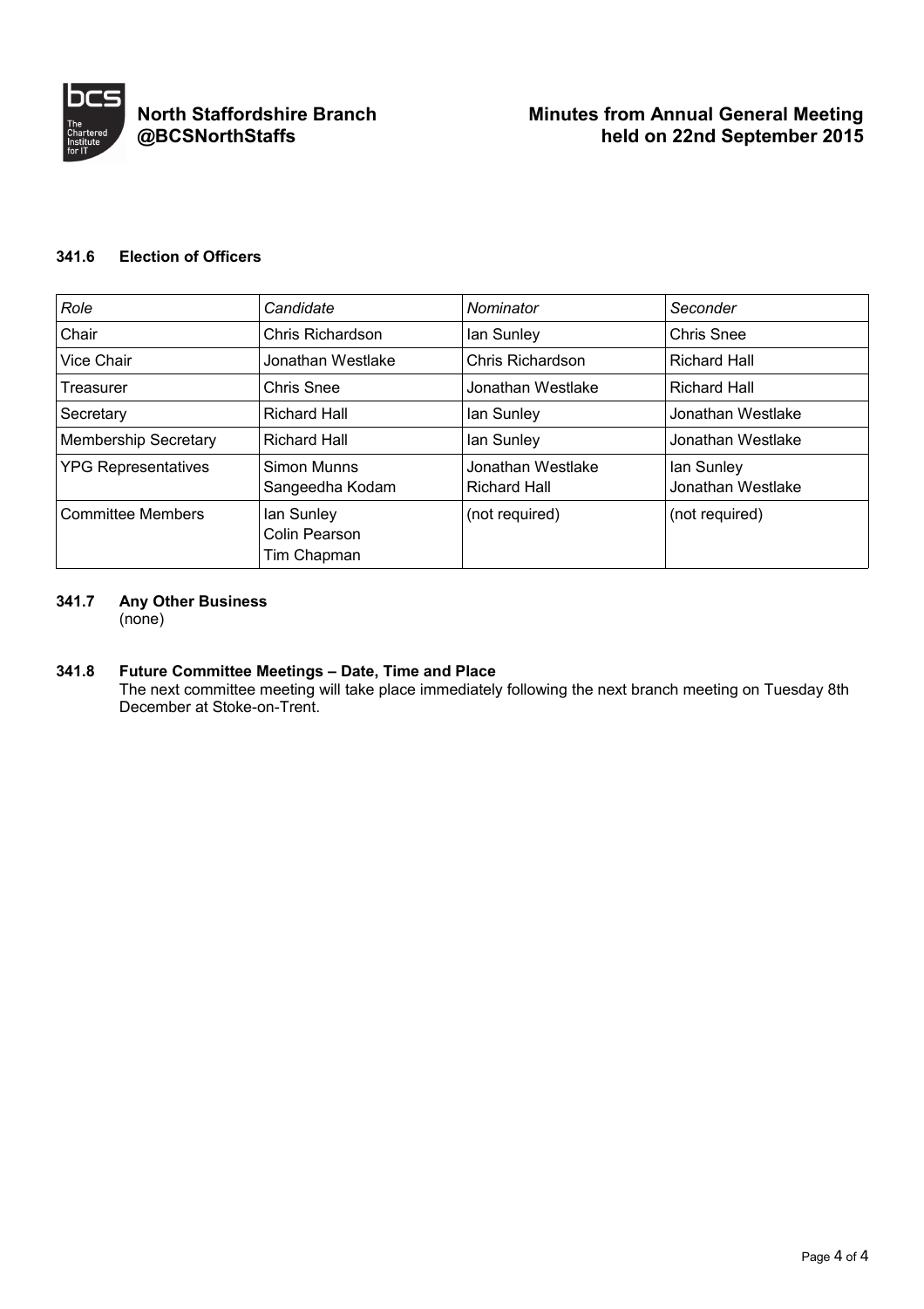### 341.6 Election of Officers

| *Role* | *Candidate* | *Nominator* | *Seconder* |
|---|---|---|---|
| Chair | Chris Richardson | Ian Sunley | Chris Snee |
| Vice Chair | Jonathan Westlake | Chris Richardson | Richard Hall |
| Treasurer | Chris Snee | Jonathan Westlake | Richard Hall |
| Secretary | Richard Hall | Ian Sunley | Jonathan Westlake |
| Membership Secretary | Richard Hall | Ian Sunley | Jonathan Westlake |
| YPG Representatives | Simon Munns<br>Sangeedha Kodam | Jonathan Westlake<br>Richard Hall | Ian Sunley<br>Jonathan Westlake |
| Committee Members | Ian Sunley<br>Colin Pearson<br>Tim Chapman | (not required) | (not required) |

### 341.7 Any Other Business

(none)

### 341.8 Future Committee Meetings – Date, Time and Place

The next committee meeting will take place immediately following the next branch meeting on Tuesday 8th December at Stoke-on-Trent.